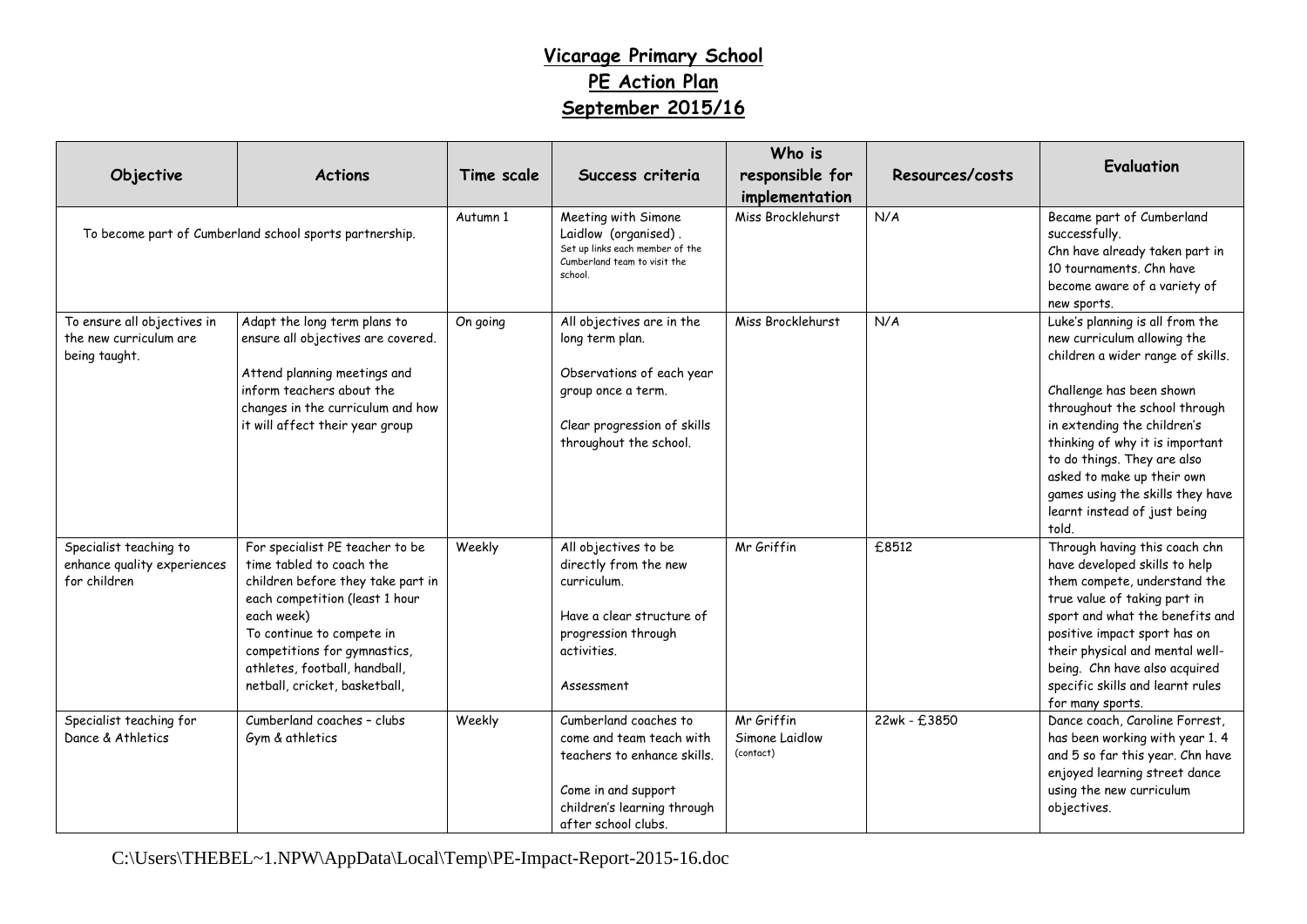# Vicarage Primary School

## PE Action Plan

## September 2015/16

| Objective | Actions | Time scale | Success criteria | Who is responsible for implementation | Resources/costs | Evaluation |
|---|---|---|---|---|---|---|
| To become part of Cumberland school sports partnership. | | Autumn 1 | Meeting with Simone Laidlow (organised). Set up links each member of the Cumberland team to visit the school. | Miss Brocklehurst | N/A | Became part of Cumberland successfully. Chn have already taken part in 10 tournaments. Chn have become aware of a variety of new sports. |
| To ensure all objectives in the new curriculum are being taught. | Adapt the long term plans to ensure all objectives are covered.<br><br>Attend planning meetings and inform teachers about the changes in the curriculum and how it will affect their year group | On going | All objectives are in the long term plan.<br><br>Observations of each year group once a term.<br><br>Clear progression of skills throughout the school. | Miss Brocklehurst | N/A | Luke's planning is all from the new curriculum allowing the children a wider range of skills.<br><br>Challenge has been shown throughout the school through in extending the children's thinking of why it is important to do things. They are also asked to make up their own games using the skills they have learnt instead of just being told. |
| Specialist teaching to enhance quality experiences for children | For specialist PE teacher to be time tabled to coach the children before they take part in each competition (least 1 hour each week)<br>To continue to compete in competitions for gymnastics, athletes, football, handball, netball, cricket, basketball, | Weekly | All objectives to be directly from the new curriculum.<br><br>Have a clear structure of progression through activities.<br><br>Assessment | Mr Griffin | £8512 | Through having this coach chn have developed skills to help them compete, understand the true value of taking part in sport and what the benefits and positive impact sport has on their physical and mental well-being. Chn have also acquired specific skills and learnt rules for many sports. |
| Specialist teaching for Dance & Athletics | Cumberland coaches – clubs<br>Gym & athletics | Weekly | Cumberland coaches to come and team teach with teachers to enhance skills.<br><br>Come in and support children's learning through after school clubs. | Mr Griffin<br>Simone Laidlow (contact) | 22wk - £3850 | Dance coach, Caroline Forrest, has been working with year 1. 4 and 5 so far this year. Chn have enjoyed learning street dance using the new curriculum objectives. |

C:\Users\THEBEL~1.NPW\AppData\Local\Temp\PE-Impact-Report-2015-16.doc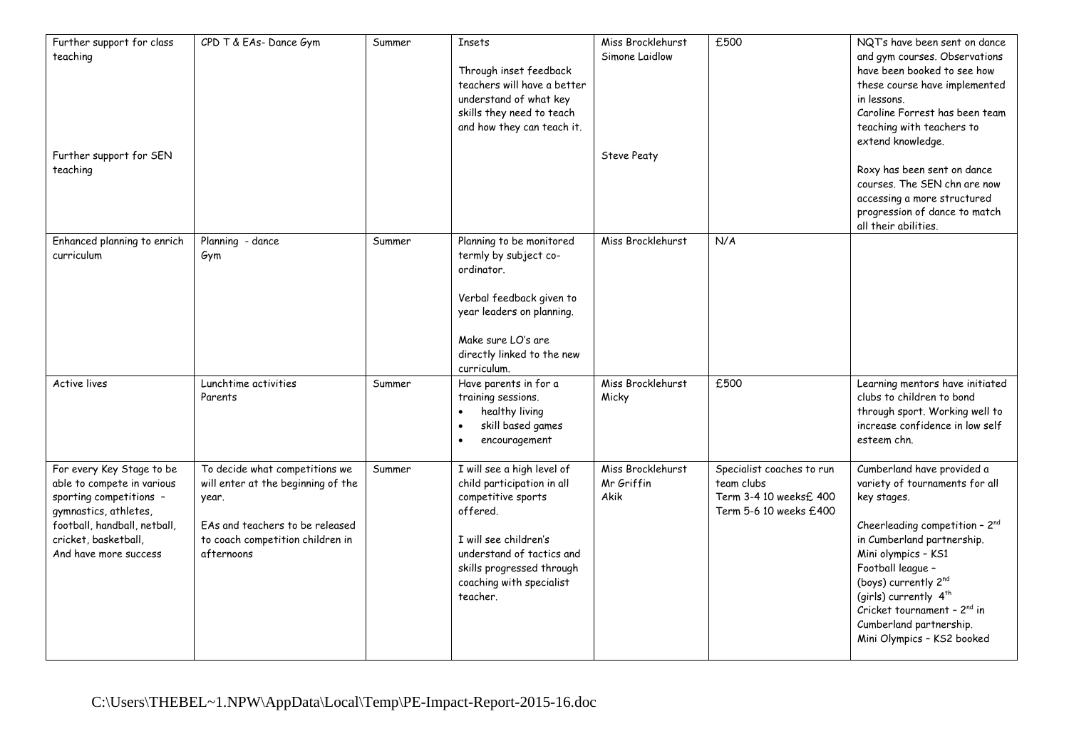| Further support for class teaching<br><br>Further support for SEN teaching | CPD T & EAs- Dance Gym | Summer | Insets<br><br>Through inset feedback teachers will have a better understand of what key skills they need to teach and how they can teach it. | Miss Brocklehurst<br>Simone Laidlow<br><br>Steve Peaty | £500 | NQT's have been sent on dance and gym courses. Observations have been booked to see how these course have implemented in lessons.<br>Caroline Forrest has been team teaching with teachers to extend knowledge.<br><br>Roxy has been sent on dance courses. The SEN chn are now accessing a more structured progression of dance to match all their abilities. |
|---|---|---|---|---|---|---|
| Enhanced planning to enrich curriculum | Planning - dance<br>Gym | Summer | Planning to be monitored termly by subject co-ordinator.<br><br>Verbal feedback given to year leaders on planning.<br><br>Make sure LO's are directly linked to the new curriculum. | Miss Brocklehurst | N/A | |
| Active lives | Lunchtime activities<br>Parents | Summer | Have parents in for a training sessions.<br>• healthy living<br>• skill based games<br>• encouragement | Miss Brocklehurst<br>Micky | £500 | Learning mentors have initiated clubs to children to bond through sport. Working well to increase confidence in low self esteem chn. |
| For every Key Stage to be able to compete in various sporting competitions – gymnastics, athletes, football, handball, netball, cricket, basketball, And have more success | To decide what competitions we will enter at the beginning of the year.<br><br>EAs and teachers to be released to coach competition children in afternoons | Summer | I will see a high level of child participation in all competitive sports offered.<br><br>I will see children's understand of tactics and skills progressed through coaching with specialist teacher. | Miss Brocklehurst<br>Mr Griffin<br>Akik | Specialist coaches to run team clubs<br>Term 3-4 10 weeks£ 400<br>Term 5-6 10 weeks £400 | Cumberland have provided a variety of tournaments for all key stages.<br><br>Cheerleading competition – 2nd in Cumberland partnership.<br>Mini olympics – KS1<br>Football league –<br>(boys) currently 2nd<br>(girls) currently 4th<br>Cricket tournament – 2nd in Cumberland partnership.<br>Mini Olympics – KS2 booked |

C:\Users\THEBEL~1.NPW\AppData\Local\Temp\PE-Impact-Report-2015-16.doc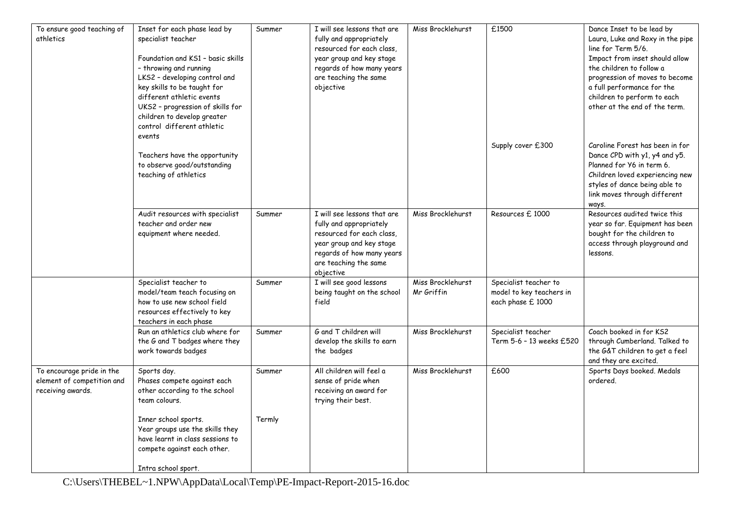| To ensure good teaching of athletics | Inset for each phase lead by specialist teacher<br><br>Foundation and KS1 – basic skills – throwing and running<br>LKS2 – developing control and key skills to be taught for different athletic events<br>UKS2 – progression of skills for children to develop greater control different athletic events<br><br>Teachers have the opportunity to observe good/outstanding teaching of athletics | Summer | I will see lessons that are fully and appropriately resourced for each class, year group and key stage regards of how many years are teaching the same objective | Miss Brocklehurst | £1500<br><br>Supply cover £300 | Dance Inset to be lead by Laura, Luke and Roxy in the pipe line for Term 5/6.<br>Impact from inset should allow the children to follow a progression of moves to become a full performance for the children to perform to each other at the end of the term.<br><br>Caroline Forest has been in for Dance CPD with y1, y4 and y5. Planned for Y6 in term 6. Children loved experiencing new styles of dance being able to link moves through different ways. |
|---|---|---|---|---|---|---|
| | Audit resources with specialist teacher and order new equipment where needed. | Summer | I will see lessons that are fully and appropriately resourced for each class, year group and key stage regards of how many years are teaching the same objective | Miss Brocklehurst | Resources £ 1000 | Resources audited twice this year so far. Equipment has been bought for the children to access through playground and lessons. |
| | Specialist teacher to model/team teach focusing on how to use new school field resources effectively to key teachers in each phase | Summer | I will see good lessons being taught on the school field | Miss Brocklehurst<br>Mr Griffin | Specialist teacher to model to key teachers in each phase £ 1000 | |
| | Run an athletics club where for the G and T badges where they work towards badges | Summer | G and T children will develop the skills to earn the badges | Miss Brocklehurst | Specialist teacher<br>Term 5-6 – 13 weeks £520 | Coach booked in for KS2 through Cumberland. Talked to the G&T children to get a feel and they are excited. |
| To encourage pride in the element of competition and receiving awards. | Sports day.<br>Phases compete against each other according to the school team colours.<br><br>Inner school sports.<br>Year groups use the skills they have learnt in class sessions to compete against each other.<br><br>Intra school sport. | Summer<br><br>Termly | All children will feel a sense of pride when receiving an award for trying their best. | Miss Brocklehurst | £600 | Sports Days booked. Medals ordered. |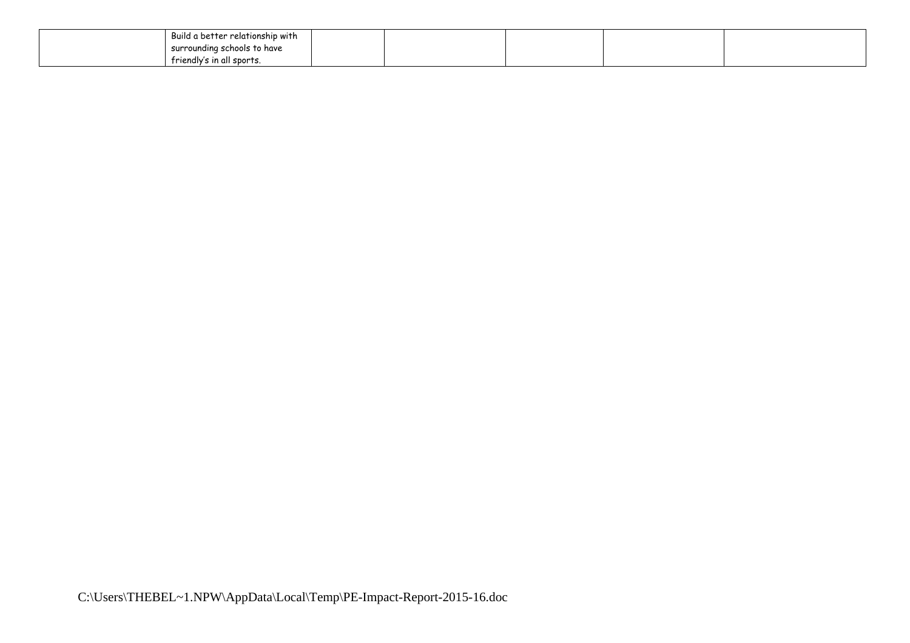| | | | | | | |
|---|---|---|---|---|---|---|
| | Build a better relationship with surrounding schools to have friendly's in all sports. | | | | | |

C:\Users\THEBEL~1.NPW\AppData\Local\Temp\PE-Impact-Report-2015-16.doc